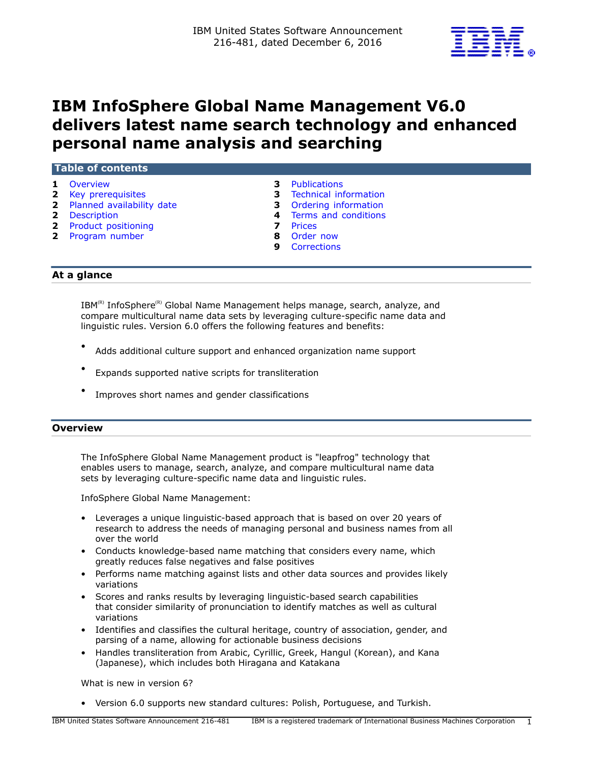IBM United States Software Announcement
216-481, dated December 6, 2016

# IBM InfoSphere Global Name Management V6.0 delivers latest name search technology and enhanced personal name analysis and searching

## Table of contents

| | | | |
|---|---|---|---|
| 1 | Overview | 3 | Publications |
| 2 | Key prerequisites | 3 | Technical information |
| 2 | Planned availability date | 3 | Ordering information |
| 2 | Description | 4 | Terms and conditions |
| 2 | Product positioning | 7 | Prices |
| 2 | Program number | 8 | Order now |
| | | 9 | Corrections |

## At a glance

IBM(R) InfoSphere(R) Global Name Management helps manage, search, analyze, and compare multicultural name data sets by leveraging culture-specific name data and linguistic rules. Version 6.0 offers the following features and benefits:

- Adds additional culture support and enhanced organization name support
- Expands supported native scripts for transliteration
- Improves short names and gender classifications

## Overview

The InfoSphere Global Name Management product is "leapfrog" technology that enables users to manage, search, analyze, and compare multicultural name data sets by leveraging culture-specific name data and linguistic rules.

InfoSphere Global Name Management:

- Leverages a unique linguistic-based approach that is based on over 20 years of research to address the needs of managing personal and business names from all over the world
- Conducts knowledge-based name matching that considers every name, which greatly reduces false negatives and false positives
- Performs name matching against lists and other data sources and provides likely variations
- Scores and ranks results by leveraging linguistic-based search capabilities that consider similarity of pronunciation to identify matches as well as cultural variations
- Identifies and classifies the cultural heritage, country of association, gender, and parsing of a name, allowing for actionable business decisions
- Handles transliteration from Arabic, Cyrillic, Greek, Hangul (Korean), and Kana (Japanese), which includes both Hiragana and Katakana

What is new in version 6?

- Version 6.0 supports new standard cultures: Polish, Portuguese, and Turkish.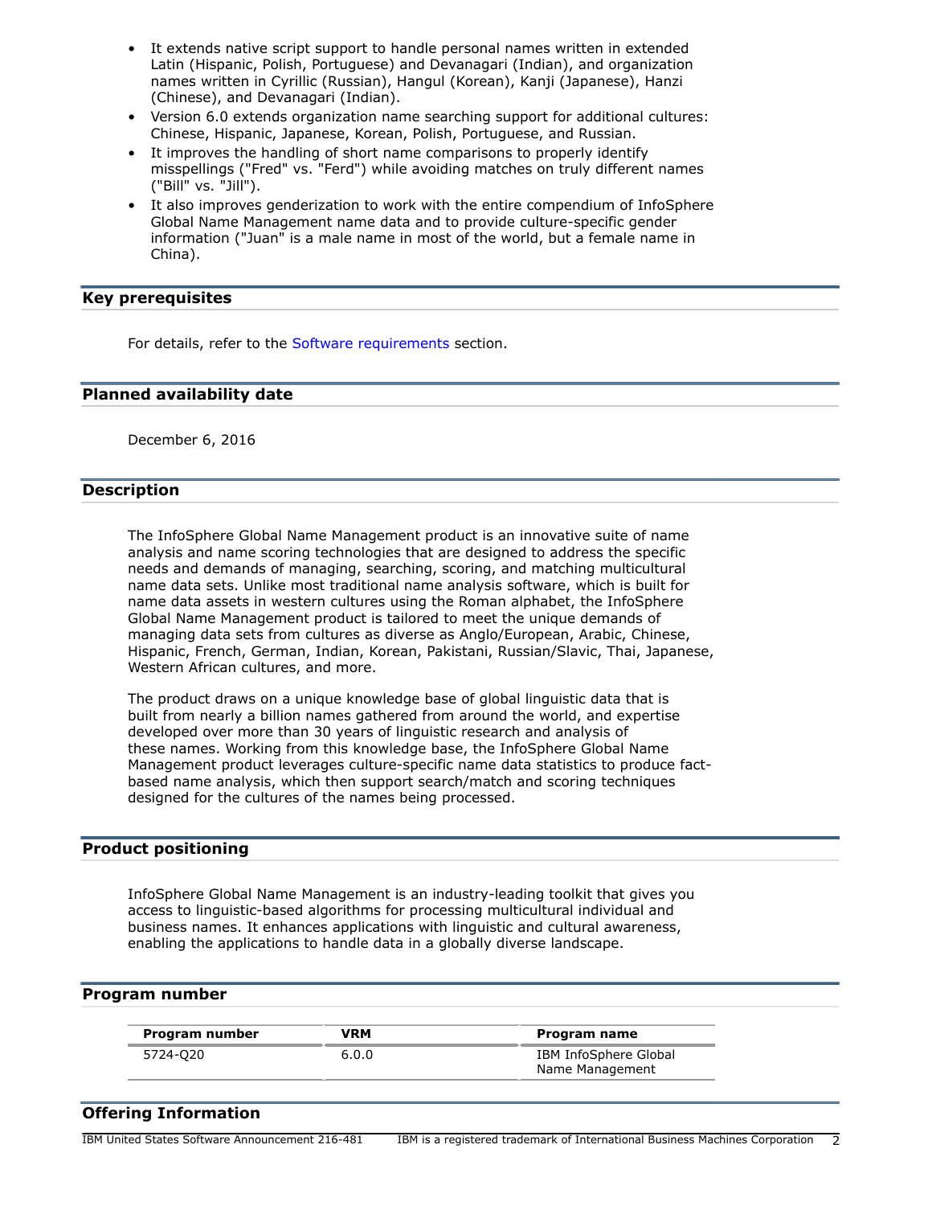- It extends native script support to handle personal names written in extended Latin (Hispanic, Polish, Portuguese) and Devanagari (Indian), and organization names written in Cyrillic (Russian), Hangul (Korean), Kanji (Japanese), Hanzi (Chinese), and Devanagari (Indian).
- Version 6.0 extends organization name searching support for additional cultures: Chinese, Hispanic, Japanese, Korean, Polish, Portuguese, and Russian.
- It improves the handling of short name comparisons to properly identify misspellings ("Fred" vs. "Ferd") while avoiding matches on truly different names ("Bill" vs. "Jill").
- It also improves genderization to work with the entire compendium of InfoSphere Global Name Management name data and to provide culture-specific gender information ("Juan" is a male name in most of the world, but a female name in China).

## Key prerequisites

For details, refer to the Software requirements section.

## Planned availability date

December 6, 2016

## Description

The InfoSphere Global Name Management product is an innovative suite of name analysis and name scoring technologies that are designed to address the specific needs and demands of managing, searching, scoring, and matching multicultural name data sets. Unlike most traditional name analysis software, which is built for name data assets in western cultures using the Roman alphabet, the InfoSphere Global Name Management product is tailored to meet the unique demands of managing data sets from cultures as diverse as Anglo/European, Arabic, Chinese, Hispanic, French, German, Indian, Korean, Pakistani, Russian/Slavic, Thai, Japanese, Western African cultures, and more.

The product draws on a unique knowledge base of global linguistic data that is built from nearly a billion names gathered from around the world, and expertise developed over more than 30 years of linguistic research and analysis of these names. Working from this knowledge base, the InfoSphere Global Name Management product leverages culture-specific name data statistics to produce fact-based name analysis, which then support search/match and scoring techniques designed for the cultures of the names being processed.

## Product positioning

InfoSphere Global Name Management is an industry-leading toolkit that gives you access to linguistic-based algorithms for processing multicultural individual and business names. It enhances applications with linguistic and cultural awareness, enabling the applications to handle data in a globally diverse landscape.

## Program number

| Program number | VRM | Program name |
|---|---|---|
| 5724-Q20 | 6.0.0 | IBM InfoSphere Global Name Management |

## Offering Information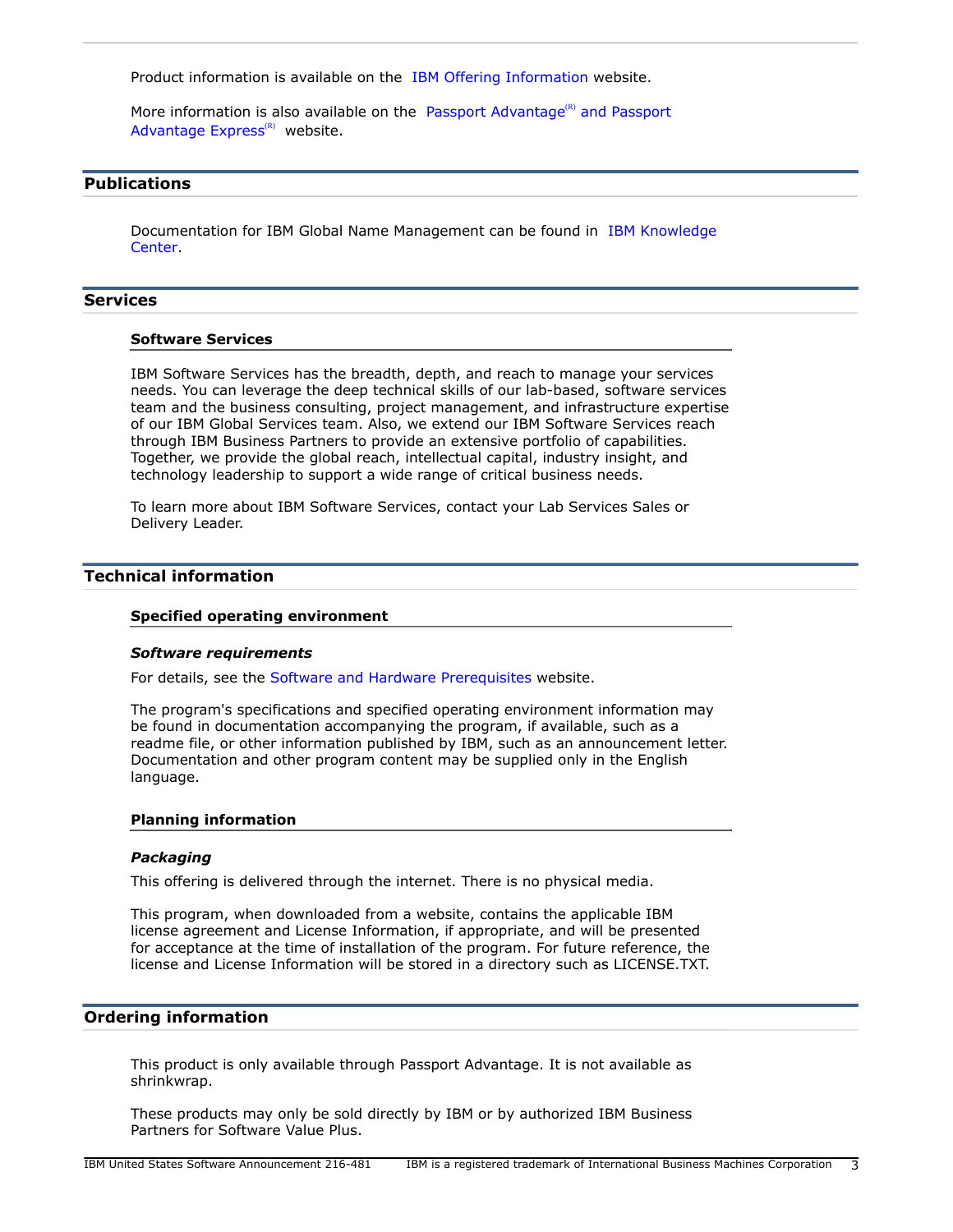Product information is available on the IBM Offering Information website.

More information is also available on the Passport Advantage(R) and Passport Advantage Express(R) website.

## Publications

Documentation for IBM Global Name Management can be found in IBM Knowledge Center.

## Services

### Software Services

IBM Software Services has the breadth, depth, and reach to manage your services needs. You can leverage the deep technical skills of our lab-based, software services team and the business consulting, project management, and infrastructure expertise of our IBM Global Services team. Also, we extend our IBM Software Services reach through IBM Business Partners to provide an extensive portfolio of capabilities. Together, we provide the global reach, intellectual capital, industry insight, and technology leadership to support a wide range of critical business needs.

To learn more about IBM Software Services, contact your Lab Services Sales or Delivery Leader.

## Technical information

### Specified operating environment

#### *Software requirements*

For details, see the Software and Hardware Prerequisites website.

The program's specifications and specified operating environment information may be found in documentation accompanying the program, if available, such as a readme file, or other information published by IBM, such as an announcement letter. Documentation and other program content may be supplied only in the English language.

### Planning information

#### *Packaging*

This offering is delivered through the internet. There is no physical media.

This program, when downloaded from a website, contains the applicable IBM license agreement and License Information, if appropriate, and will be presented for acceptance at the time of installation of the program. For future reference, the license and License Information will be stored in a directory such as LICENSE.TXT.

## Ordering information

This product is only available through Passport Advantage. It is not available as shrinkwrap.

These products may only be sold directly by IBM or by authorized IBM Business Partners for Software Value Plus.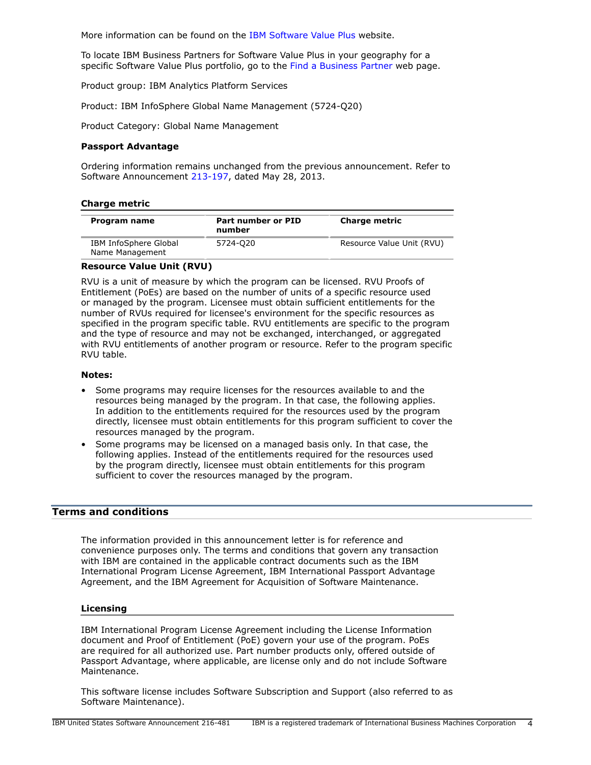More information can be found on the IBM Software Value Plus website.

To locate IBM Business Partners for Software Value Plus in your geography for a specific Software Value Plus portfolio, go to the Find a Business Partner web page.

Product group: IBM Analytics Platform Services

Product: IBM InfoSphere Global Name Management (5724-Q20)

Product Category: Global Name Management

**Passport Advantage**

Ordering information remains unchanged from the previous announcement. Refer to Software Announcement 213-197, dated May 28, 2013.

### Charge metric

| Program name | Part number or PID number | Charge metric |
|---|---|---|
| IBM InfoSphere Global Name Management | 5724-Q20 | Resource Value Unit (RVU) |

**Resource Value Unit (RVU)**

RVU is a unit of measure by which the program can be licensed. RVU Proofs of Entitlement (PoEs) are based on the number of units of a specific resource used or managed by the program. Licensee must obtain sufficient entitlements for the number of RVUs required for licensee's environment for the specific resources as specified in the program specific table. RVU entitlements are specific to the program and the type of resource and may not be exchanged, interchanged, or aggregated with RVU entitlements of another program or resource. Refer to the program specific RVU table.

**Notes:**

- Some programs may require licenses for the resources available to and the resources being managed by the program. In that case, the following applies. In addition to the entitlements required for the resources used by the program directly, licensee must obtain entitlements for this program sufficient to cover the resources managed by the program.
- Some programs may be licensed on a managed basis only. In that case, the following applies. Instead of the entitlements required for the resources used by the program directly, licensee must obtain entitlements for this program sufficient to cover the resources managed by the program.

## Terms and conditions

The information provided in this announcement letter is for reference and convenience purposes only. The terms and conditions that govern any transaction with IBM are contained in the applicable contract documents such as the IBM International Program License Agreement, IBM International Passport Advantage Agreement, and the IBM Agreement for Acquisition of Software Maintenance.

### Licensing

IBM International Program License Agreement including the License Information document and Proof of Entitlement (PoE) govern your use of the program. PoEs are required for all authorized use. Part number products only, offered outside of Passport Advantage, where applicable, are license only and do not include Software Maintenance.

This software license includes Software Subscription and Support (also referred to as Software Maintenance).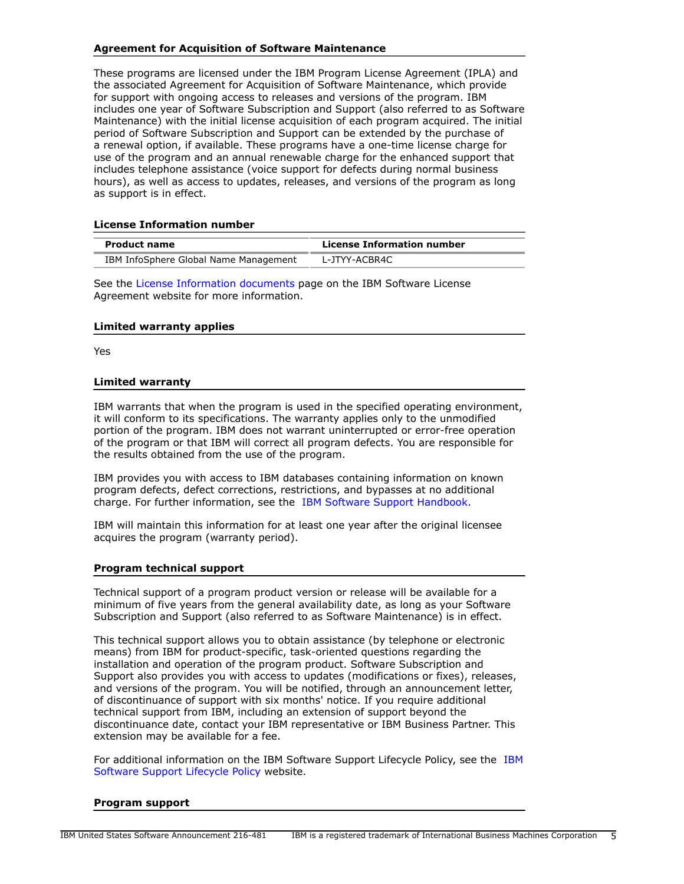### Agreement for Acquisition of Software Maintenance

These programs are licensed under the IBM Program License Agreement (IPLA) and the associated Agreement for Acquisition of Software Maintenance, which provide for support with ongoing access to releases and versions of the program. IBM includes one year of Software Subscription and Support (also referred to as Software Maintenance) with the initial license acquisition of each program acquired. The initial period of Software Subscription and Support can be extended by the purchase of a renewal option, if available. These programs have a one-time license charge for use of the program and an annual renewable charge for the enhanced support that includes telephone assistance (voice support for defects during normal business hours), as well as access to updates, releases, and versions of the program as long as support is in effect.

### License Information number

| Product name | License Information number |
|---|---|
| IBM InfoSphere Global Name Management | L-JTYY-ACBR4C |

See the License Information documents page on the IBM Software License Agreement website for more information.

### Limited warranty applies

Yes

### Limited warranty

IBM warrants that when the program is used in the specified operating environment, it will conform to its specifications. The warranty applies only to the unmodified portion of the program. IBM does not warrant uninterrupted or error-free operation of the program or that IBM will correct all program defects. You are responsible for the results obtained from the use of the program.

IBM provides you with access to IBM databases containing information on known program defects, defect corrections, restrictions, and bypasses at no additional charge. For further information, see the IBM Software Support Handbook.

IBM will maintain this information for at least one year after the original licensee acquires the program (warranty period).

### Program technical support

Technical support of a program product version or release will be available for a minimum of five years from the general availability date, as long as your Software Subscription and Support (also referred to as Software Maintenance) is in effect.

This technical support allows you to obtain assistance (by telephone or electronic means) from IBM for product-specific, task-oriented questions regarding the installation and operation of the program product. Software Subscription and Support also provides you with access to updates (modifications or fixes), releases, and versions of the program. You will be notified, through an announcement letter, of discontinuance of support with six months' notice. If you require additional technical support from IBM, including an extension of support beyond the discontinuance date, contact your IBM representative or IBM Business Partner. This extension may be available for a fee.

For additional information on the IBM Software Support Lifecycle Policy, see the IBM Software Support Lifecycle Policy website.

### Program support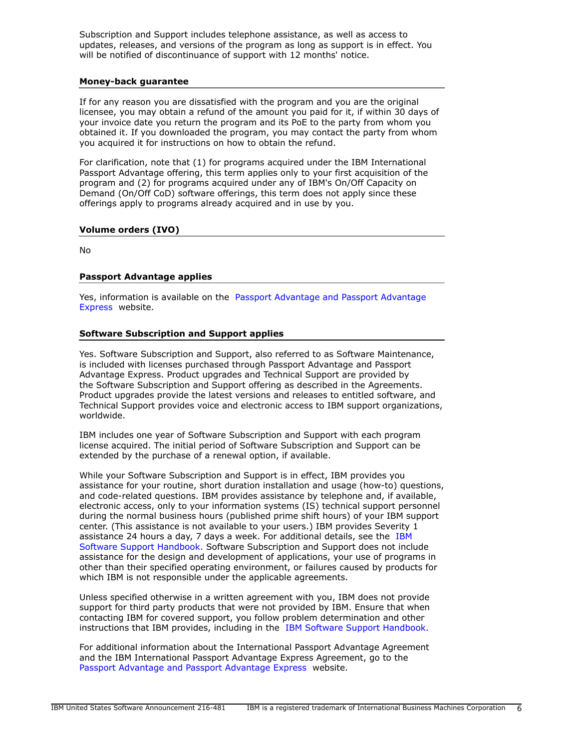Subscription and Support includes telephone assistance, as well as access to updates, releases, and versions of the program as long as support is in effect. You will be notified of discontinuance of support with 12 months' notice.

### Money-back guarantee

If for any reason you are dissatisfied with the program and you are the original licensee, you may obtain a refund of the amount you paid for it, if within 30 days of your invoice date you return the program and its PoE to the party from whom you obtained it. If you downloaded the program, you may contact the party from whom you acquired it for instructions on how to obtain the refund.

For clarification, note that (1) for programs acquired under the IBM International Passport Advantage offering, this term applies only to your first acquisition of the program and (2) for programs acquired under any of IBM's On/Off Capacity on Demand (On/Off CoD) software offerings, this term does not apply since these offerings apply to programs already acquired and in use by you.

### Volume orders (IVO)

No

### Passport Advantage applies

Yes, information is available on the Passport Advantage and Passport Advantage Express website.

### Software Subscription and Support applies

Yes. Software Subscription and Support, also referred to as Software Maintenance, is included with licenses purchased through Passport Advantage and Passport Advantage Express. Product upgrades and Technical Support are provided by the Software Subscription and Support offering as described in the Agreements. Product upgrades provide the latest versions and releases to entitled software, and Technical Support provides voice and electronic access to IBM support organizations, worldwide.

IBM includes one year of Software Subscription and Support with each program license acquired. The initial period of Software Subscription and Support can be extended by the purchase of a renewal option, if available.

While your Software Subscription and Support is in effect, IBM provides you assistance for your routine, short duration installation and usage (how-to) questions, and code-related questions. IBM provides assistance by telephone and, if available, electronic access, only to your information systems (IS) technical support personnel during the normal business hours (published prime shift hours) of your IBM support center. (This assistance is not available to your users.) IBM provides Severity 1 assistance 24 hours a day, 7 days a week. For additional details, see the IBM Software Support Handbook. Software Subscription and Support does not include assistance for the design and development of applications, your use of programs in other than their specified operating environment, or failures caused by products for which IBM is not responsible under the applicable agreements.

Unless specified otherwise in a written agreement with you, IBM does not provide support for third party products that were not provided by IBM. Ensure that when contacting IBM for covered support, you follow problem determination and other instructions that IBM provides, including in the IBM Software Support Handbook.

For additional information about the International Passport Advantage Agreement and the IBM International Passport Advantage Express Agreement, go to the Passport Advantage and Passport Advantage Express website.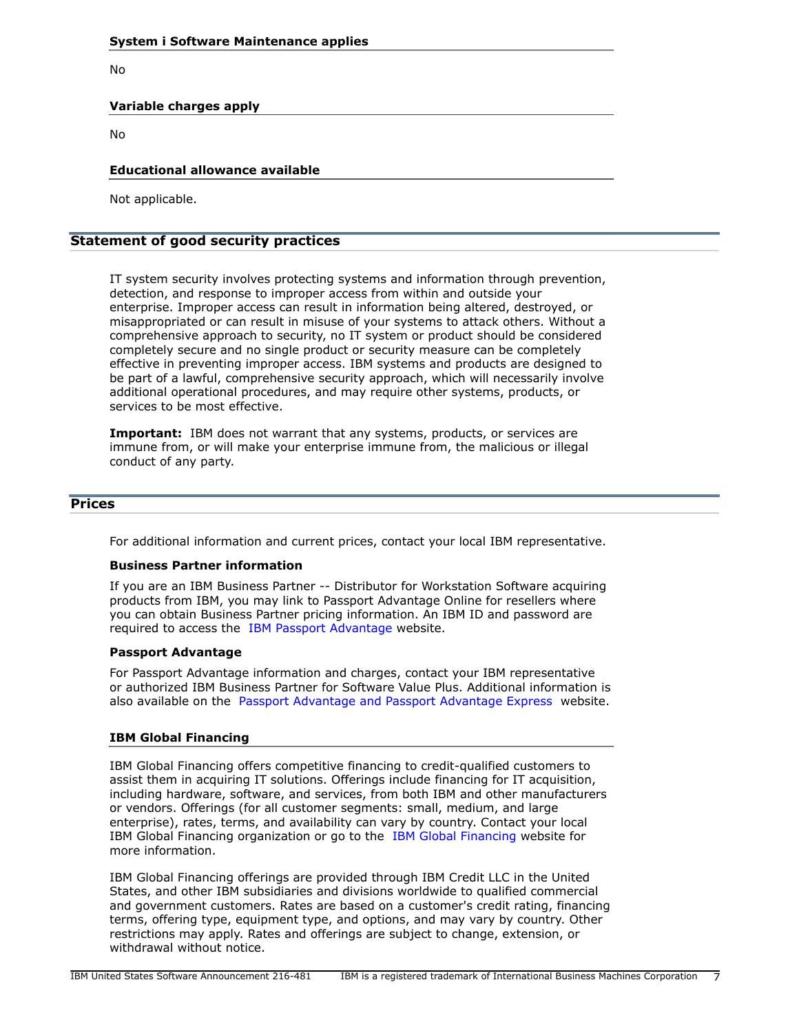### System i Software Maintenance applies

No

### Variable charges apply

No

### Educational allowance available

Not applicable.

## Statement of good security practices

IT system security involves protecting systems and information through prevention, detection, and response to improper access from within and outside your enterprise. Improper access can result in information being altered, destroyed, or misappropriated or can result in misuse of your systems to attack others. Without a comprehensive approach to security, no IT system or product should be considered completely secure and no single product or security measure can be completely effective in preventing improper access. IBM systems and products are designed to be part of a lawful, comprehensive security approach, which will necessarily involve additional operational procedures, and may require other systems, products, or services to be most effective.

**Important:** IBM does not warrant that any systems, products, or services are immune from, or will make your enterprise immune from, the malicious or illegal conduct of any party.

## Prices

For additional information and current prices, contact your local IBM representative.

**Business Partner information**

If you are an IBM Business Partner -- Distributor for Workstation Software acquiring products from IBM, you may link to Passport Advantage Online for resellers where you can obtain Business Partner pricing information. An IBM ID and password are required to access the IBM Passport Advantage website.

**Passport Advantage**

For Passport Advantage information and charges, contact your IBM representative or authorized IBM Business Partner for Software Value Plus. Additional information is also available on the Passport Advantage and Passport Advantage Express website.

### IBM Global Financing

IBM Global Financing offers competitive financing to credit-qualified customers to assist them in acquiring IT solutions. Offerings include financing for IT acquisition, including hardware, software, and services, from both IBM and other manufacturers or vendors. Offerings (for all customer segments: small, medium, and large enterprise), rates, terms, and availability can vary by country. Contact your local IBM Global Financing organization or go to the IBM Global Financing website for more information.

IBM Global Financing offerings are provided through IBM Credit LLC in the United States, and other IBM subsidiaries and divisions worldwide to qualified commercial and government customers. Rates are based on a customer's credit rating, financing terms, offering type, equipment type, and options, and may vary by country. Other restrictions may apply. Rates and offerings are subject to change, extension, or withdrawal without notice.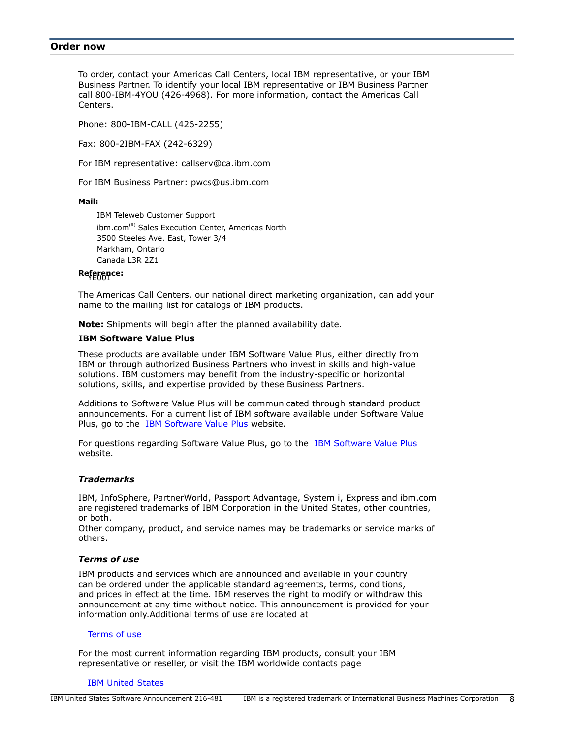## Order now

To order, contact your Americas Call Centers, local IBM representative, or your IBM Business Partner. To identify your local IBM representative or IBM Business Partner call 800-IBM-4YOU (426-4968). For more information, contact the Americas Call Centers.

Phone: 800-IBM-CALL (426-2255)

Fax: 800-2IBM-FAX (242-6329)

For IBM representative: callserv@ca.ibm.com

For IBM Business Partner: pwcs@us.ibm.com

**Mail:**

IBM Teleweb Customer Support
ibm.com(R) Sales Execution Center, Americas North
3500 Steeles Ave. East, Tower 3/4
Markham, Ontario
Canada L3R 2Z1

**Reference:** YE001

The Americas Call Centers, our national direct marketing organization, can add your name to the mailing list for catalogs of IBM products.

**Note:** Shipments will begin after the planned availability date.

**IBM Software Value Plus**

These products are available under IBM Software Value Plus, either directly from IBM or through authorized Business Partners who invest in skills and high-value solutions. IBM customers may benefit from the industry-specific or horizontal solutions, skills, and expertise provided by these Business Partners.

Additions to Software Value Plus will be communicated through standard product announcements. For a current list of IBM software available under Software Value Plus, go to the IBM Software Value Plus website.

For questions regarding Software Value Plus, go to the IBM Software Value Plus website.

### *Trademarks*

IBM, InfoSphere, PartnerWorld, Passport Advantage, System i, Express and ibm.com are registered trademarks of IBM Corporation in the United States, other countries, or both.
Other company, product, and service names may be trademarks or service marks of others.

### *Terms of use*

IBM products and services which are announced and available in your country can be ordered under the applicable standard agreements, terms, conditions, and prices in effect at the time. IBM reserves the right to modify or withdraw this announcement at any time without notice. This announcement is provided for your information only.Additional terms of use are located at

Terms of use

For the most current information regarding IBM products, consult your IBM representative or reseller, or visit the IBM worldwide contacts page

IBM United States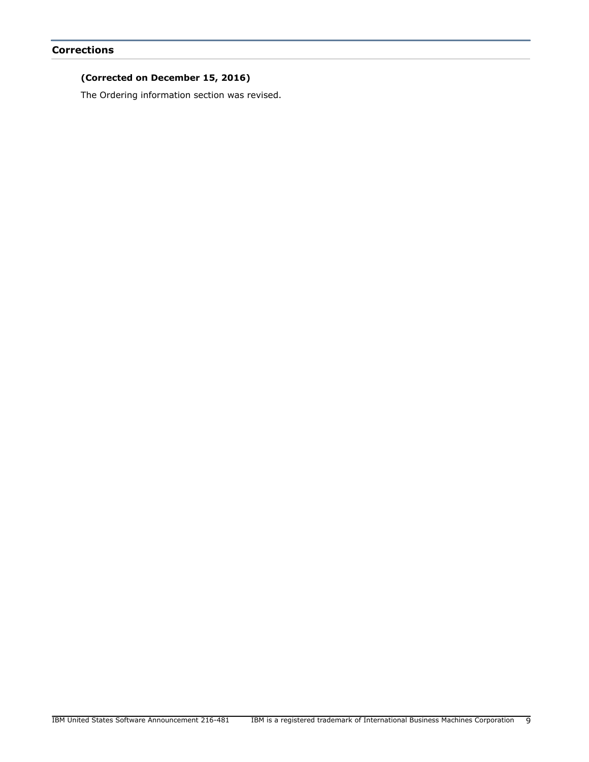## Corrections

**(Corrected on December 15, 2016)**

The Ordering information section was revised.